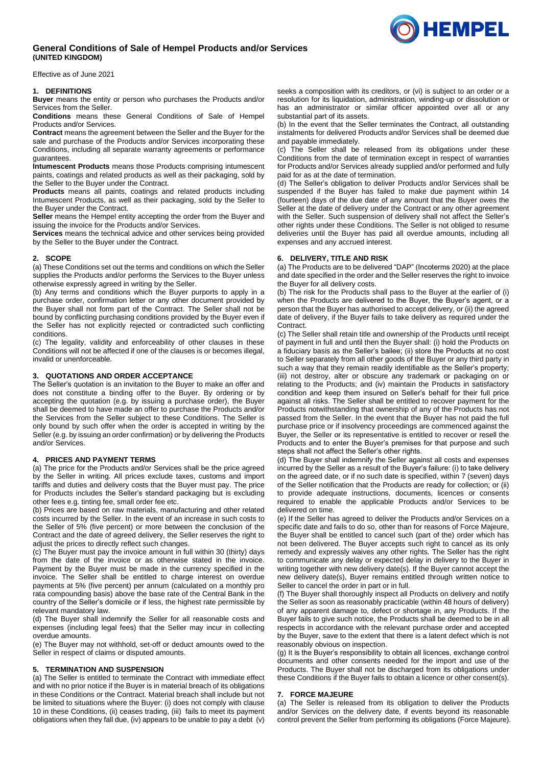# General Conditions of Sale of Hempel Products and/or Services
**(UNITED KINGDOM)**

Effective as of June 2021

## 1. DEFINITIONS

**Buyer** means the entity or person who purchases the Products and/or Services from the Seller.

**Conditions** means these General Conditions of Sale of Hempel Products and/or Services.

**Contract** means the agreement between the Seller and the Buyer for the sale and purchase of the Products and/or Services incorporating these Conditions, including all separate warranty agreements or performance guarantees.

**Intumescent Products** means those Products comprising intumescent paints, coatings and related products as well as their packaging, sold by the Seller to the Buyer under the Contract.

**Products** means all paints, coatings and related products including Intumescent Products, as well as their packaging, sold by the Seller to the Buyer under the Contract.

**Seller** means the Hempel entity accepting the order from the Buyer and issuing the invoice for the Products and/or Services.

**Services** means the technical advice and other services being provided by the Seller to the Buyer under the Contract.

## 2. SCOPE

(a) These Conditions set out the terms and conditions on which the Seller supplies the Products and/or performs the Services to the Buyer unless otherwise expressly agreed in writing by the Seller.

(b) Any terms and conditions which the Buyer purports to apply in a purchase order, confirmation letter or any other document provided by the Buyer shall not form part of the Contract. The Seller shall not be bound by conflicting purchasing conditions provided by the Buyer even if the Seller has not explicitly rejected or contradicted such conflicting conditions.

(c) The legality, validity and enforceability of other clauses in these Conditions will not be affected if one of the clauses is or becomes illegal, invalid or unenforceable.

## 3. QUOTATIONS AND ORDER ACCEPTANCE

The Seller's quotation is an invitation to the Buyer to make an offer and does not constitute a binding offer to the Buyer. By ordering or by accepting the quotation (e.g. by issuing a purchase order), the Buyer shall be deemed to have made an offer to purchase the Products and/or the Services from the Seller subject to these Conditions. The Seller is only bound by such offer when the order is accepted in writing by the Seller (e.g. by issuing an order confirmation) or by delivering the Products and/or Services.

## 4. PRICES AND PAYMENT TERMS

(a) The price for the Products and/or Services shall be the price agreed by the Seller in writing. All prices exclude taxes, customs and import tariffs and duties and delivery costs that the Buyer must pay. The price for Products includes the Seller's standard packaging but is excluding other fees e.g. tinting fee, small order fee etc.

(b) Prices are based on raw materials, manufacturing and other related costs incurred by the Seller. In the event of an increase in such costs to the Seller of 5% (five percent) or more between the conclusion of the Contract and the date of agreed delivery, the Seller reserves the right to adjust the prices to directly reflect such changes.

(c) The Buyer must pay the invoice amount in full within 30 (thirty) days from the date of the invoice or as otherwise stated in the invoice. Payment by the Buyer must be made in the currency specified in the invoice. The Seller shall be entitled to charge interest on overdue payments at 5% (five percent) per annum (calculated on a monthly pro rata compounding basis) above the base rate of the Central Bank in the country of the Seller's domicile or if less, the highest rate permissible by relevant mandatory law.

(d) The Buyer shall indemnify the Seller for all reasonable costs and expenses (including legal fees) that the Seller may incur in collecting overdue amounts.

(e) The Buyer may not withhold, set-off or deduct amounts owed to the Seller in respect of claims or disputed amounts.

## 5. TERMINATION AND SUSPENSION

(a) The Seller is entitled to terminate the Contract with immediate effect and with no prior notice if the Buyer is in material breach of its obligations in these Conditions or the Contract. Material breach shall include but not be limited to situations where the Buyer: (i) does not comply with clause 10 in these Conditions, (ii) ceases trading, (iii) fails to meet its payment obligations when they fall due, (iv) appears to be unable to pay a debt (v) seeks a composition with its creditors, or (vi) is subject to an order or a resolution for its liquidation, administration, winding-up or dissolution or has an administrator or similar officer appointed over all or any substantial part of its assets.

(b) In the event that the Seller terminates the Contract, all outstanding instalments for delivered Products and/or Services shall be deemed due and payable immediately.

(c) The Seller shall be released from its obligations under these Conditions from the date of termination except in respect of warranties for Products and/or Services already supplied and/or performed and fully paid for as at the date of termination.

(d) The Seller's obligation to deliver Products and/or Services shall be suspended if the Buyer has failed to make due payment within 14 (fourteen) days of the due date of any amount that the Buyer owes the Seller at the date of delivery under the Contract or any other agreement with the Seller. Such suspension of delivery shall not affect the Seller's other rights under these Conditions. The Seller is not obliged to resume deliveries until the Buyer has paid all overdue amounts, including all expenses and any accrued interest.

## 6. DELIVERY, TITLE AND RISK

(a) The Products are to be delivered "DAP" (Incoterms 2020) at the place and date specified in the order and the Seller reserves the right to invoice the Buyer for all delivery costs.

(b) The risk for the Products shall pass to the Buyer at the earlier of (i) when the Products are delivered to the Buyer, the Buyer's agent, or a person that the Buyer has authorised to accept delivery, or (ii) the agreed date of delivery, if the Buyer fails to take delivery as required under the Contract.

(c) The Seller shall retain title and ownership of the Products until receipt of payment in full and until then the Buyer shall: (i) hold the Products on a fiduciary basis as the Seller's bailee; (ii) store the Products at no cost to Seller separately from all other goods of the Buyer or any third party in such a way that they remain readily identifiable as the Seller's property; (iii) not destroy, alter or obscure any trademark or packaging on or relating to the Products; and (iv) maintain the Products in satisfactory condition and keep them insured on Seller's behalf for their full price against all risks. The Seller shall be entitled to recover payment for the Products notwithstanding that ownership of any of the Products has not passed from the Seller. In the event that the Buyer has not paid the full purchase price or if insolvency proceedings are commenced against the Buyer, the Seller or its representative is entitled to recover or resell the Products and to enter the Buyer's premises for that purpose and such steps shall not affect the Seller's other rights.

(d) The Buyer shall indemnify the Seller against all costs and expenses incurred by the Seller as a result of the Buyer's failure: (i) to take delivery on the agreed date, or if no such date is specified, within 7 (seven) days of the Seller notification that the Products are ready for collection; or (ii) to provide adequate instructions, documents, licences or consents required to enable the applicable Products and/or Services to be delivered on time.

(e) If the Seller has agreed to deliver the Products and/or Services on a specific date and fails to do so, other than for reasons of Force Majeure, the Buyer shall be entitled to cancel such (part of the) order which has not been delivered. The Buyer accepts such right to cancel as its only remedy and expressly waives any other rights. The Seller has the right to communicate any delay or expected delay in delivery to the Buyer in writing together with new delivery date(s). If the Buyer cannot accept the new delivery date(s), Buyer remains entitled through written notice to Seller to cancel the order in part or in full.

(f) The Buyer shall thoroughly inspect all Products on delivery and notify the Seller as soon as reasonably practicable (within 48 hours of delivery) of any apparent damage to, defect or shortage in, any Products. If the Buyer fails to give such notice, the Products shall be deemed to be in all respects in accordance with the relevant purchase order and accepted by the Buyer, save to the extent that there is a latent defect which is not reasonably obvious on inspection.

(g) It is the Buyer's responsibility to obtain all licences, exchange control documents and other consents needed for the import and use of the Products. The Buyer shall not be discharged from its obligations under these Conditions if the Buyer fails to obtain a licence or other consent(s).

## 7. FORCE MAJEURE

(a) The Seller is released from its obligation to deliver the Products and/or Services on the delivery date, if events beyond its reasonable control prevent the Seller from performing its obligations (Force Majeure).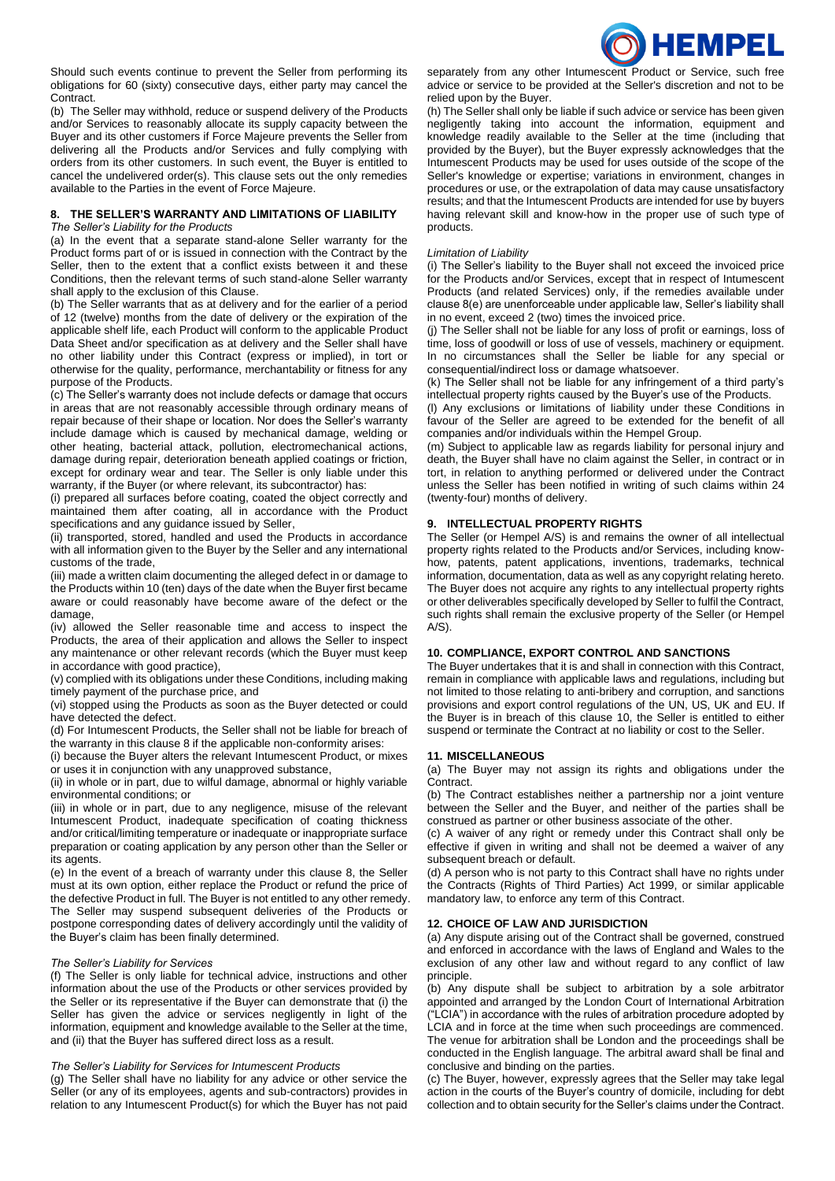Should such events continue to prevent the Seller from performing its obligations for 60 (sixty) consecutive days, either party may cancel the Contract.

(b) The Seller may withhold, reduce or suspend delivery of the Products and/or Services to reasonably allocate its supply capacity between the Buyer and its other customers if Force Majeure prevents the Seller from delivering all the Products and/or Services and fully complying with orders from its other customers. In such event, the Buyer is entitled to cancel the undelivered order(s). This clause sets out the only remedies available to the Parties in the event of Force Majeure.

## 8. THE SELLER'S WARRANTY AND LIMITATIONS OF LIABILITY

*The Seller's Liability for the Products*

(a) In the event that a separate stand-alone Seller warranty for the Product forms part of or is issued in connection with the Contract by the Seller, then to the extent that a conflict exists between it and these Conditions, then the relevant terms of such stand-alone Seller warranty shall apply to the exclusion of this Clause.

(b) The Seller warrants that as at delivery and for the earlier of a period of 12 (twelve) months from the date of delivery or the expiration of the applicable shelf life, each Product will conform to the applicable Product Data Sheet and/or specification as at delivery and the Seller shall have no other liability under this Contract (express or implied), in tort or otherwise for the quality, performance, merchantability or fitness for any purpose of the Products.

(c) The Seller's warranty does not include defects or damage that occurs in areas that are not reasonably accessible through ordinary means of repair because of their shape or location. Nor does the Seller's warranty include damage which is caused by mechanical damage, welding or other heating, bacterial attack, pollution, electromechanical actions, damage during repair, deterioration beneath applied coatings or friction, except for ordinary wear and tear. The Seller is only liable under this warranty, if the Buyer (or where relevant, its subcontractor) has:

(i) prepared all surfaces before coating, coated the object correctly and maintained them after coating, all in accordance with the Product specifications and any guidance issued by Seller,

(ii) transported, stored, handled and used the Products in accordance with all information given to the Buyer by the Seller and any international customs of the trade,

(iii) made a written claim documenting the alleged defect in or damage to the Products within 10 (ten) days of the date when the Buyer first became aware or could reasonably have become aware of the defect or the damage,

(iv) allowed the Seller reasonable time and access to inspect the Products, the area of their application and allows the Seller to inspect any maintenance or other relevant records (which the Buyer must keep in accordance with good practice),

(v) complied with its obligations under these Conditions, including making timely payment of the purchase price, and

(vi) stopped using the Products as soon as the Buyer detected or could have detected the defect.

(d) For Intumescent Products, the Seller shall not be liable for breach of the warranty in this clause 8 if the applicable non-conformity arises:

(i) because the Buyer alters the relevant Intumescent Product, or mixes or uses it in conjunction with any unapproved substance,

(ii) in whole or in part, due to wilful damage, abnormal or highly variable environmental conditions; or

(iii) in whole or in part, due to any negligence, misuse of the relevant Intumescent Product, inadequate specification of coating thickness and/or critical/limiting temperature or inadequate or inappropriate surface preparation or coating application by any person other than the Seller or its agents.

(e) In the event of a breach of warranty under this clause 8, the Seller must at its own option, either replace the Product or refund the price of the defective Product in full. The Buyer is not entitled to any other remedy. The Seller may suspend subsequent deliveries of the Products or postpone corresponding dates of delivery accordingly until the validity of the Buyer's claim has been finally determined.

*The Seller's Liability for Services*

(f) The Seller is only liable for technical advice, instructions and other information about the use of the Products or other services provided by the Seller or its representative if the Buyer can demonstrate that (i) the Seller has given the advice or services negligently in light of the information, equipment and knowledge available to the Seller at the time, and (ii) that the Buyer has suffered direct loss as a result.

*The Seller's Liability for Services for Intumescent Products*

(g) The Seller shall have no liability for any advice or other service the Seller (or any of its employees, agents and sub-contractors) provides in relation to any Intumescent Product(s) for which the Buyer has not paid separately from any other Intumescent Product or Service, such free advice or service to be provided at the Seller's discretion and not to be relied upon by the Buyer.

(h) The Seller shall only be liable if such advice or service has been given negligently taking into account the information, equipment and knowledge readily available to the Seller at the time (including that provided by the Buyer), but the Buyer expressly acknowledges that the Intumescent Products may be used for uses outside of the scope of the Seller's knowledge or expertise; variations in environment, changes in procedures or use, or the extrapolation of data may cause unsatisfactory results; and that the Intumescent Products are intended for use by buyers having relevant skill and know-how in the proper use of such type of products.

*Limitation of Liability*

(i) The Seller's liability to the Buyer shall not exceed the invoiced price for the Products and/or Services, except that in respect of Intumescent Products (and related Services) only, if the remedies available under clause 8(e) are unenforceable under applicable law, Seller's liability shall in no event, exceed 2 (two) times the invoiced price.

(j) The Seller shall not be liable for any loss of profit or earnings, loss of time, loss of goodwill or loss of use of vessels, machinery or equipment. In no circumstances shall the Seller be liable for any special or consequential/indirect loss or damage whatsoever.

(k) The Seller shall not be liable for any infringement of a third party's intellectual property rights caused by the Buyer's use of the Products.

(l) Any exclusions or limitations of liability under these Conditions in favour of the Seller are agreed to be extended for the benefit of all companies and/or individuals within the Hempel Group.

(m) Subject to applicable law as regards liability for personal injury and death, the Buyer shall have no claim against the Seller, in contract or in tort, in relation to anything performed or delivered under the Contract unless the Seller has been notified in writing of such claims within 24 (twenty-four) months of delivery.

## 9. INTELLECTUAL PROPERTY RIGHTS

The Seller (or Hempel A/S) is and remains the owner of all intellectual property rights related to the Products and/or Services, including know-how, patents, patent applications, inventions, trademarks, technical information, documentation, data as well as any copyright relating hereto. The Buyer does not acquire any rights to any intellectual property rights or other deliverables specifically developed by Seller to fulfil the Contract, such rights shall remain the exclusive property of the Seller (or Hempel A/S).

## 10. COMPLIANCE, EXPORT CONTROL AND SANCTIONS

The Buyer undertakes that it is and shall in connection with this Contract, remain in compliance with applicable laws and regulations, including but not limited to those relating to anti-bribery and corruption, and sanctions provisions and export control regulations of the UN, US, UK and EU. If the Buyer is in breach of this clause 10, the Seller is entitled to either suspend or terminate the Contract at no liability or cost to the Seller.

## 11. MISCELLANEOUS

(a) The Buyer may not assign its rights and obligations under the Contract.

(b) The Contract establishes neither a partnership nor a joint venture between the Seller and the Buyer, and neither of the parties shall be construed as partner or other business associate of the other.

(c) A waiver of any right or remedy under this Contract shall only be effective if given in writing and shall not be deemed a waiver of any subsequent breach or default.

(d) A person who is not party to this Contract shall have no rights under the Contracts (Rights of Third Parties) Act 1999, or similar applicable mandatory law, to enforce any term of this Contract.

## 12. CHOICE OF LAW AND JURISDICTION

(a) Any dispute arising out of the Contract shall be governed, construed and enforced in accordance with the laws of England and Wales to the exclusion of any other law and without regard to any conflict of law principle.

(b) Any dispute shall be subject to arbitration by a sole arbitrator appointed and arranged by the London Court of International Arbitration ("LCIA") in accordance with the rules of arbitration procedure adopted by LCIA and in force at the time when such proceedings are commenced. The venue for arbitration shall be London and the proceedings shall be conducted in the English language. The arbitral award shall be final and conclusive and binding on the parties.

(c) The Buyer, however, expressly agrees that the Seller may take legal action in the courts of the Buyer's country of domicile, including for debt collection and to obtain security for the Seller's claims under the Contract.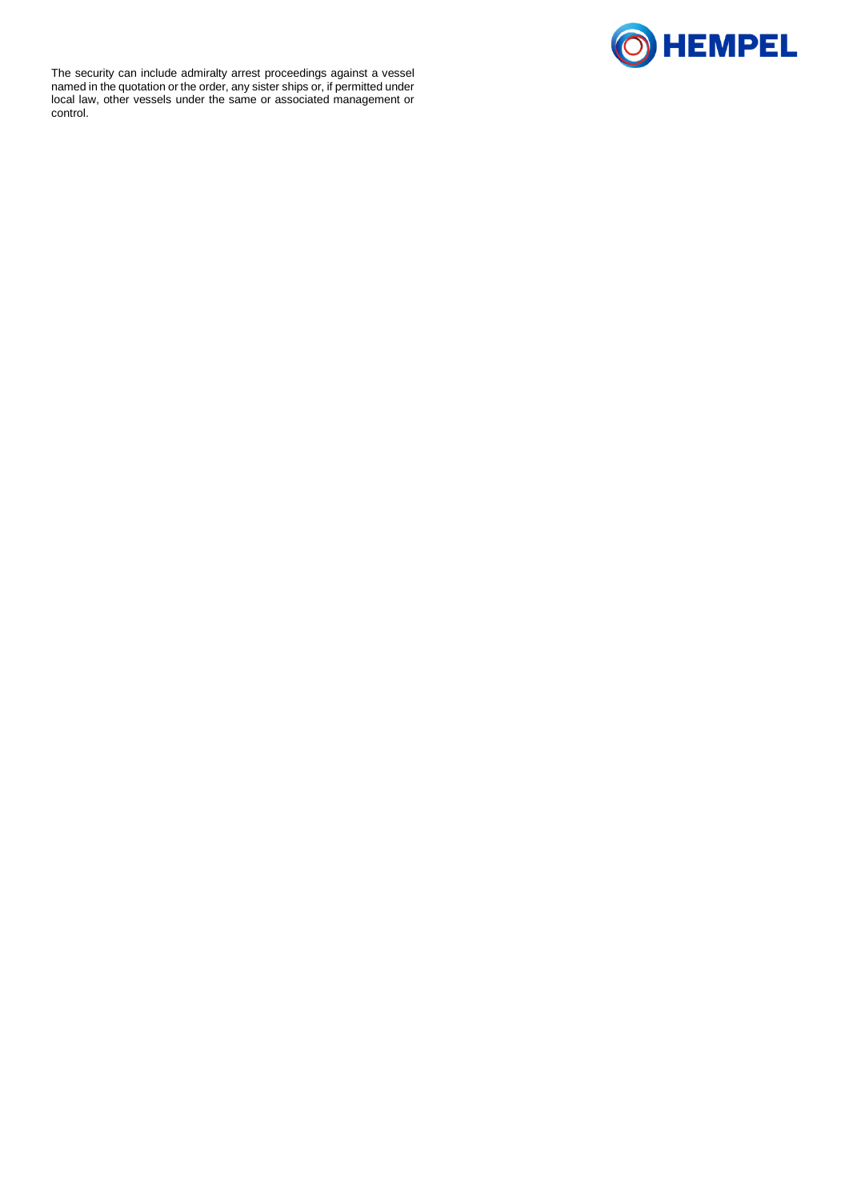The security can include admiralty arrest proceedings against a vessel named in the quotation or the order, any sister ships or, if permitted under local law, other vessels under the same or associated management or control.